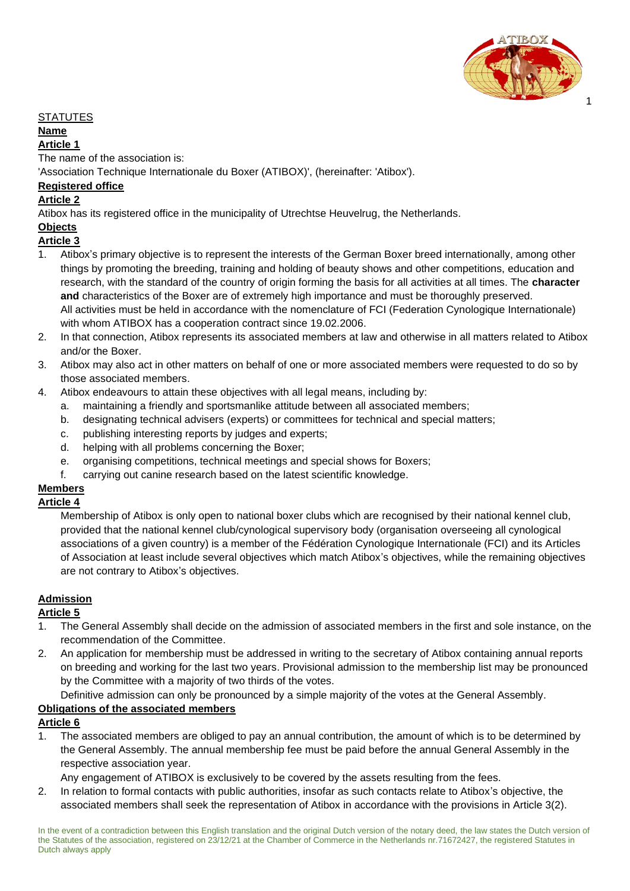# STATUTES

## Name

### Article 1

The name of the association is:

'Association Technique Internationale du Boxer (ATIBOX)', (hereinafter: 'Atibox').

## Registered office

### Article 2

Atibox has its registered office in the municipality of Utrechtse Heuvelrug, the Netherlands.

## Objects

### Article 3

1. Atibox's primary objective is to represent the interests of the German Boxer breed internationally, among other things by promoting the breeding, training and holding of beauty shows and other competitions, education and research, with the standard of the country of origin forming the basis for all activities at all times. The **character and** characteristics of the Boxer are of extremely high importance and must be thoroughly preserved.
   All activities must be held in accordance with the nomenclature of FCI (Federation Cynologique Internationale) with whom ATIBOX has a cooperation contract since 19.02.2006.
2. In that connection, Atibox represents its associated members at law and otherwise in all matters related to Atibox and/or the Boxer.
3. Atibox may also act in other matters on behalf of one or more associated members were requested to do so by those associated members.
4. Atibox endeavours to attain these objectives with all legal means, including by:
   a. maintaining a friendly and sportsmanlike attitude between all associated members;
   b. designating technical advisers (experts) or committees for technical and special matters;
   c. publishing interesting reports by judges and experts;
   d. helping with all problems concerning the Boxer;
   e. organising competitions, technical meetings and special shows for Boxers;
   f. carrying out canine research based on the latest scientific knowledge.

## Members

### Article 4

Membership of Atibox is only open to national boxer clubs which are recognised by their national kennel club, provided that the national kennel club/cynological supervisory body (organisation overseeing all cynological associations of a given country) is a member of the Fédération Cynologique Internationale (FCI) and its Articles of Association at least include several objectives which match Atibox's objectives, while the remaining objectives are not contrary to Atibox's objectives.

## Admission

### Article 5

1. The General Assembly shall decide on the admission of associated members in the first and sole instance, on the recommendation of the Committee.
2. An application for membership must be addressed in writing to the secretary of Atibox containing annual reports on breeding and working for the last two years. Provisional admission to the membership list may be pronounced by the Committee with a majority of two thirds of the votes.
   Definitive admission can only be pronounced by a simple majority of the votes at the General Assembly.

## Obligations of the associated members

### Article 6

1. The associated members are obliged to pay an annual contribution, the amount of which is to be determined by the General Assembly. The annual membership fee must be paid before the annual General Assembly in the respective association year.
   Any engagement of ATIBOX is exclusively to be covered by the assets resulting from the fees.
2. In relation to formal contacts with public authorities, insofar as such contacts relate to Atibox's objective, the associated members shall seek the representation of Atibox in accordance with the provisions in Article 3(2).

In the event of a contradiction between this English translation and the original Dutch version of the notary deed, the law states the Dutch version of the Statutes of the association, registered on 23/12/21 at the Chamber of Commerce in the Netherlands nr.71672427, the registered Statutes in Dutch always apply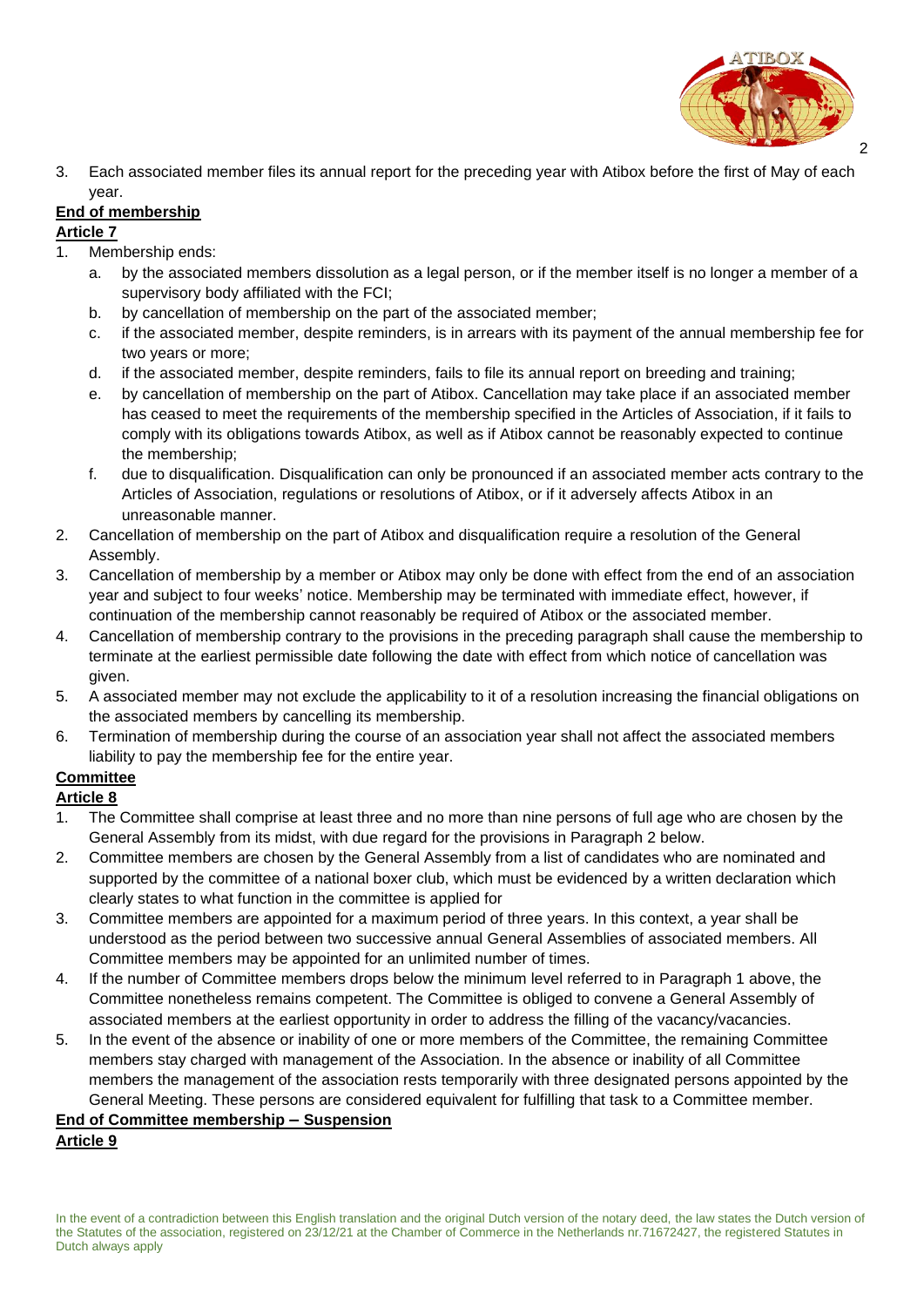3. Each associated member files its annual report for the preceding year with Atibox before the first of May of each year.

**End of membership**

**Article 7**

1. Membership ends:
   a. by the associated members dissolution as a legal person, or if the member itself is no longer a member of a supervisory body affiliated with the FCI;
   b. by cancellation of membership on the part of the associated member;
   c. if the associated member, despite reminders, is in arrears with its payment of the annual membership fee for two years or more;
   d. if the associated member, despite reminders, fails to file its annual report on breeding and training;
   e. by cancellation of membership on the part of Atibox. Cancellation may take place if an associated member has ceased to meet the requirements of the membership specified in the Articles of Association, if it fails to comply with its obligations towards Atibox, as well as if Atibox cannot be reasonably expected to continue the membership;
   f. due to disqualification. Disqualification can only be pronounced if an associated member acts contrary to the Articles of Association, regulations or resolutions of Atibox, or if it adversely affects Atibox in an unreasonable manner.
2. Cancellation of membership on the part of Atibox and disqualification require a resolution of the General Assembly.
3. Cancellation of membership by a member or Atibox may only be done with effect from the end of an association year and subject to four weeks' notice. Membership may be terminated with immediate effect, however, if continuation of the membership cannot reasonably be required of Atibox or the associated member.
4. Cancellation of membership contrary to the provisions in the preceding paragraph shall cause the membership to terminate at the earliest permissible date following the date with effect from which notice of cancellation was given.
5. A associated member may not exclude the applicability to it of a resolution increasing the financial obligations on the associated members by cancelling its membership.
6. Termination of membership during the course of an association year shall not affect the associated members liability to pay the membership fee for the entire year.

**Committee**

**Article 8**

1. The Committee shall comprise at least three and no more than nine persons of full age who are chosen by the General Assembly from its midst, with due regard for the provisions in Paragraph 2 below.
2. Committee members are chosen by the General Assembly from a list of candidates who are nominated and supported by the committee of a national boxer club, which must be evidenced by a written declaration which clearly states to what function in the committee is applied for
3. Committee members are appointed for a maximum period of three years. In this context, a year shall be understood as the period between two successive annual General Assemblies of associated members. All Committee members may be appointed for an unlimited number of times.
4. If the number of Committee members drops below the minimum level referred to in Paragraph 1 above, the Committee nonetheless remains competent. The Committee is obliged to convene a General Assembly of associated members at the earliest opportunity in order to address the filling of the vacancy/vacancies.
5. In the event of the absence or inability of one or more members of the Committee, the remaining Committee members stay charged with management of the Association. In the absence or inability of all Committee members the management of the association rests temporarily with three designated persons appointed by the General Meeting. These persons are considered equivalent for fulfilling that task to a Committee member.

**End of Committee membership – Suspension**

**Article 9**

In the event of a contradiction between this English translation and the original Dutch version of the notary deed, the law states the Dutch version of the Statutes of the association, registered on 23/12/21 at the Chamber of Commerce in the Netherlands nr.71672427, the registered Statutes in Dutch always apply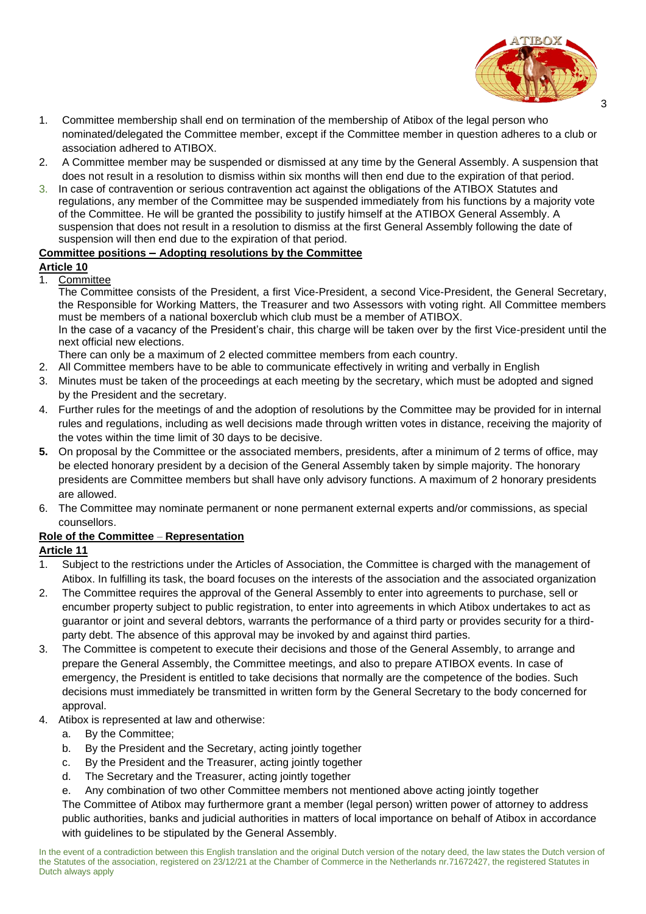1. Committee membership shall end on termination of the membership of Atibox of the legal person who nominated/delegated the Committee member, except if the Committee member in question adheres to a club or association adhered to ATIBOX.
2. A Committee member may be suspended or dismissed at any time by the General Assembly. A suspension that does not result in a resolution to dismiss within six months will then end due to the expiration of that period.
3. In case of contravention or serious contravention act against the obligations of the ATIBOX Statutes and regulations, any member of the Committee may be suspended immediately from his functions by a majority vote of the Committee. He will be granted the possibility to justify himself at the ATIBOX General Assembly. A suspension that does not result in a resolution to dismiss at the first General Assembly following the date of suspension will then end due to the expiration of that period.

**Committee positions – Adopting resolutions by the Committee**

**Article 10**

1. Committee

   The Committee consists of the President, a first Vice-President, a second Vice-President, the General Secretary, the Responsible for Working Matters, the Treasurer and two Assessors with voting right. All Committee members must be members of a national boxerclub which club must be a member of ATIBOX.

   In the case of a vacancy of the President's chair, this charge will be taken over by the first Vice-president until the next official new elections.

   There can only be a maximum of 2 elected committee members from each country.
2. All Committee members have to be able to communicate effectively in writing and verbally in English
3. Minutes must be taken of the proceedings at each meeting by the secretary, which must be adopted and signed by the President and the secretary.
4. Further rules for the meetings of and the adoption of resolutions by the Committee may be provided for in internal rules and regulations, including as well decisions made through written votes in distance, receiving the majority of the votes within the time limit of 30 days to be decisive.
5. On proposal by the Committee or the associated members, presidents, after a minimum of 2 terms of office, may be elected honorary president by a decision of the General Assembly taken by simple majority. The honorary presidents are Committee members but shall have only advisory functions. A maximum of 2 honorary presidents are allowed.
6. The Committee may nominate permanent or none permanent external experts and/or commissions, as special counsellors.

**Role of the Committee – Representation**

**Article 11**

1. Subject to the restrictions under the Articles of Association, the Committee is charged with the management of Atibox. In fulfilling its task, the board focuses on the interests of the association and the associated organization
2. The Committee requires the approval of the General Assembly to enter into agreements to purchase, sell or encumber property subject to public registration, to enter into agreements in which Atibox undertakes to act as guarantor or joint and several debtors, warrants the performance of a third party or provides security for a third-party debt. The absence of this approval may be invoked by and against third parties.
3. The Committee is competent to execute their decisions and those of the General Assembly, to arrange and prepare the General Assembly, the Committee meetings, and also to prepare ATIBOX events. In case of emergency, the President is entitled to take decisions that normally are the competence of the bodies. Such decisions must immediately be transmitted in written form by the General Secretary to the body concerned for approval.
4. Atibox is represented at law and otherwise:
   a. By the Committee;
   b. By the President and the Secretary, acting jointly together
   c. By the President and the Treasurer, acting jointly together
   d. The Secretary and the Treasurer, acting jointly together
   e. Any combination of two other Committee members not mentioned above acting jointly together

   The Committee of Atibox may furthermore grant a member (legal person) written power of attorney to address public authorities, banks and judicial authorities in matters of local importance on behalf of Atibox in accordance with guidelines to be stipulated by the General Assembly.

In the event of a contradiction between this English translation and the original Dutch version of the notary deed, the law states the Dutch version of the Statutes of the association, registered on 23/12/21 at the Chamber of Commerce in the Netherlands nr.71672427, the registered Statutes in Dutch always apply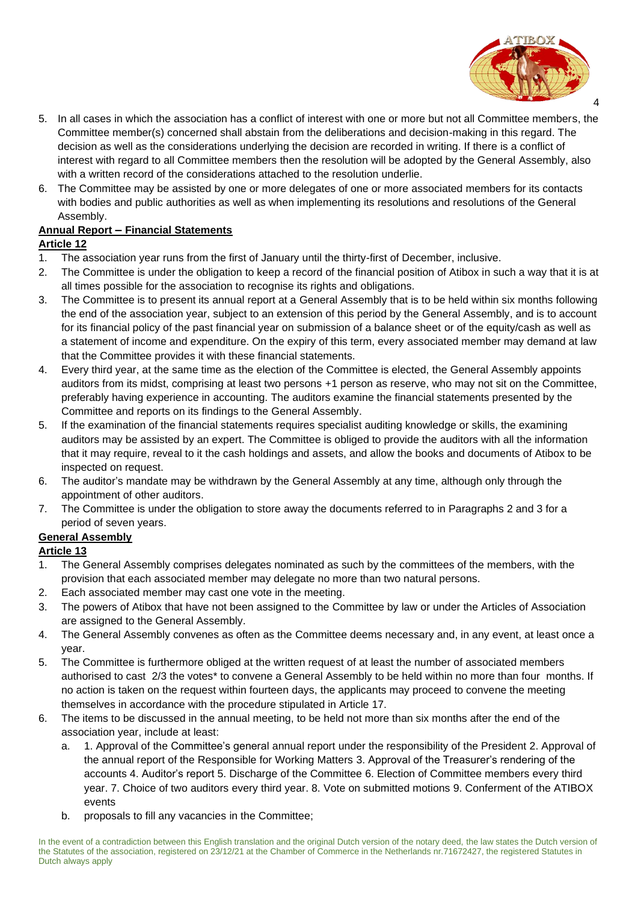5. In all cases in which the association has a conflict of interest with one or more but not all Committee members, the Committee member(s) concerned shall abstain from the deliberations and decision-making in this regard. The decision as well as the considerations underlying the decision are recorded in writing. If there is a conflict of interest with regard to all Committee members then the resolution will be adopted by the General Assembly, also with a written record of the considerations attached to the resolution underlie.
6. The Committee may be assisted by one or more delegates of one or more associated members for its contacts with bodies and public authorities as well as when implementing its resolutions and resolutions of the General Assembly.

**Annual Report – Financial Statements**

**Article 12**

1. The association year runs from the first of January until the thirty-first of December, inclusive.
2. The Committee is under the obligation to keep a record of the financial position of Atibox in such a way that it is at all times possible for the association to recognise its rights and obligations.
3. The Committee is to present its annual report at a General Assembly that is to be held within six months following the end of the association year, subject to an extension of this period by the General Assembly, and is to account for its financial policy of the past financial year on submission of a balance sheet or of the equity/cash as well as a statement of income and expenditure. On the expiry of this term, every associated member may demand at law that the Committee provides it with these financial statements.
4. Every third year, at the same time as the election of the Committee is elected, the General Assembly appoints auditors from its midst, comprising at least two persons +1 person as reserve, who may not sit on the Committee, preferably having experience in accounting. The auditors examine the financial statements presented by the Committee and reports on its findings to the General Assembly.
5. If the examination of the financial statements requires specialist auditing knowledge or skills, the examining auditors may be assisted by an expert. The Committee is obliged to provide the auditors with all the information that it may require, reveal to it the cash holdings and assets, and allow the books and documents of Atibox to be inspected on request.
6. The auditor's mandate may be withdrawn by the General Assembly at any time, although only through the appointment of other auditors.
7. The Committee is under the obligation to store away the documents referred to in Paragraphs 2 and 3 for a period of seven years.

**General Assembly**

**Article 13**

1. The General Assembly comprises delegates nominated as such by the committees of the members, with the provision that each associated member may delegate no more than two natural persons.
2. Each associated member may cast one vote in the meeting.
3. The powers of Atibox that have not been assigned to the Committee by law or under the Articles of Association are assigned to the General Assembly.
4. The General Assembly convenes as often as the Committee deems necessary and, in any event, at least once a year.
5. The Committee is furthermore obliged at the written request of at least the number of associated members authorised to cast 2/3 the votes* to convene a General Assembly to be held within no more than four months. If no action is taken on the request within fourteen days, the applicants may proceed to convene the meeting themselves in accordance with the procedure stipulated in Article 17.
6. The items to be discussed in the annual meeting, to be held not more than six months after the end of the association year, include at least:
   a. 1. Approval of the Committee's general annual report under the responsibility of the President 2. Approval of the annual report of the Responsible for Working Matters 3. Approval of the Treasurer's rendering of the accounts 4. Auditor's report 5. Discharge of the Committee 6. Election of Committee members every third year. 7. Choice of two auditors every third year. 8. Vote on submitted motions 9. Conferment of the ATIBOX events
   b. proposals to fill any vacancies in the Committee;

In the event of a contradiction between this English translation and the original Dutch version of the notary deed, the law states the Dutch version of the Statutes of the association, registered on 23/12/21 at the Chamber of Commerce in the Netherlands nr.71672427, the registered Statutes in Dutch always apply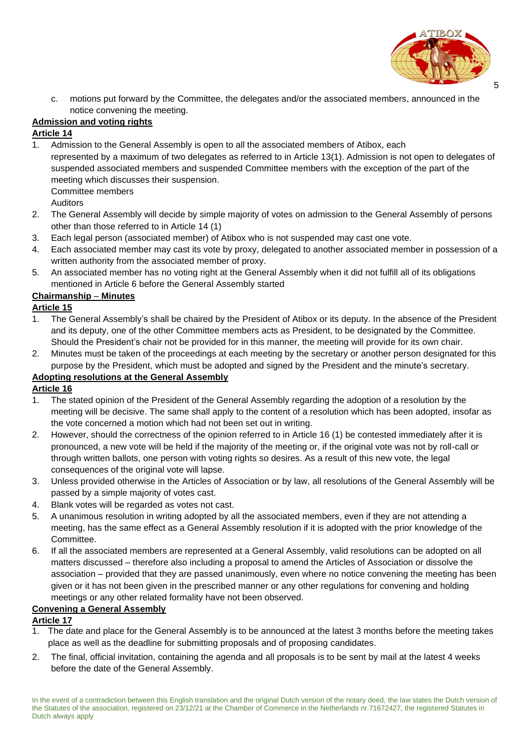c. motions put forward by the Committee, the delegates and/or the associated members, announced in the notice convening the meeting.

**Admission and voting rights**

**Article 14**

1. Admission to the General Assembly is open to all the associated members of Atibox, each represented by a maximum of two delegates as referred to in Article 13(1). Admission is not open to delegates of suspended associated members and suspended Committee members with the exception of the part of the meeting which discusses their suspension.
   Committee members
   Auditors
2. The General Assembly will decide by simple majority of votes on admission to the General Assembly of persons other than those referred to in Article 14 (1)
3. Each legal person (associated member) of Atibox who is not suspended may cast one vote.
4. Each associated member may cast its vote by proxy, delegated to another associated member in possession of a written authority from the associated member of proxy.
5. An associated member has no voting right at the General Assembly when it did not fulfill all of its obligations mentioned in Article 6 before the General Assembly started

**Chairmanship – Minutes**

**Article 15**

1. The General Assembly's shall be chaired by the President of Atibox or its deputy. In the absence of the President and its deputy, one of the other Committee members acts as President, to be designated by the Committee. Should the President's chair not be provided for in this manner, the meeting will provide for its own chair.
2. Minutes must be taken of the proceedings at each meeting by the secretary or another person designated for this purpose by the President, which must be adopted and signed by the President and the minute's secretary.

**Adopting resolutions at the General Assembly**

**Article 16**

1. The stated opinion of the President of the General Assembly regarding the adoption of a resolution by the meeting will be decisive. The same shall apply to the content of a resolution which has been adopted, insofar as the vote concerned a motion which had not been set out in writing.
2. However, should the correctness of the opinion referred to in Article 16 (1) be contested immediately after it is pronounced, a new vote will be held if the majority of the meeting or, if the original vote was not by roll-call or through written ballots, one person with voting rights so desires. As a result of this new vote, the legal consequences of the original vote will lapse.
3. Unless provided otherwise in the Articles of Association or by law, all resolutions of the General Assembly will be passed by a simple majority of votes cast.
4. Blank votes will be regarded as votes not cast.
5. A unanimous resolution in writing adopted by all the associated members, even if they are not attending a meeting, has the same effect as a General Assembly resolution if it is adopted with the prior knowledge of the Committee.
6. If all the associated members are represented at a General Assembly, valid resolutions can be adopted on all matters discussed – therefore also including a proposal to amend the Articles of Association or dissolve the association – provided that they are passed unanimously, even where no notice convening the meeting has been given or it has not been given in the prescribed manner or any other regulations for convening and holding meetings or any other related formality have not been observed.

**Convening a General Assembly**

**Article 17**

1. The date and place for the General Assembly is to be announced at the latest 3 months before the meeting takes place as well as the deadline for submitting proposals and of proposing candidates.
2. The final, official invitation, containing the agenda and all proposals is to be sent by mail at the latest 4 weeks before the date of the General Assembly.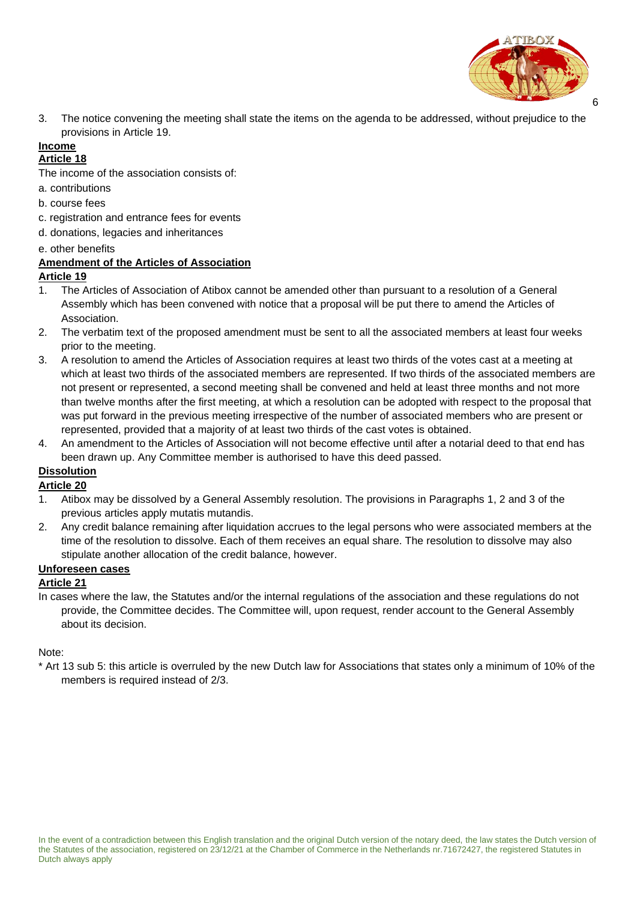3. The notice convening the meeting shall state the items on the agenda to be addressed, without prejudice to the provisions in Article 19.

**Income**

**Article 18**

The income of the association consists of:

a. contributions
b. course fees
c. registration and entrance fees for events
d. donations, legacies and inheritances
e. other benefits

**Amendment of the Articles of Association**

**Article 19**

1. The Articles of Association of Atibox cannot be amended other than pursuant to a resolution of a General Assembly which has been convened with notice that a proposal will be put there to amend the Articles of Association.
2. The verbatim text of the proposed amendment must be sent to all the associated members at least four weeks prior to the meeting.
3. A resolution to amend the Articles of Association requires at least two thirds of the votes cast at a meeting at which at least two thirds of the associated members are represented. If two thirds of the associated members are not present or represented, a second meeting shall be convened and held at least three months and not more than twelve months after the first meeting, at which a resolution can be adopted with respect to the proposal that was put forward in the previous meeting irrespective of the number of associated members who are present or represented, provided that a majority of at least two thirds of the cast votes is obtained.
4. An amendment to the Articles of Association will not become effective until after a notarial deed to that end has been drawn up. Any Committee member is authorised to have this deed passed.

**Dissolution**

**Article 20**

1. Atibox may be dissolved by a General Assembly resolution. The provisions in Paragraphs 1, 2 and 3 of the previous articles apply mutatis mutandis.
2. Any credit balance remaining after liquidation accrues to the legal persons who were associated members at the time of the resolution to dissolve. Each of them receives an equal share. The resolution to dissolve may also stipulate another allocation of the credit balance, however.

**Unforeseen cases**

**Article 21**

In cases where the law, the Statutes and/or the internal regulations of the association and these regulations do not provide, the Committee decides. The Committee will, upon request, render account to the General Assembly about its decision.

Note:

* Art 13 sub 5: this article is overruled by the new Dutch law for Associations that states only a minimum of 10% of the members is required instead of 2/3.